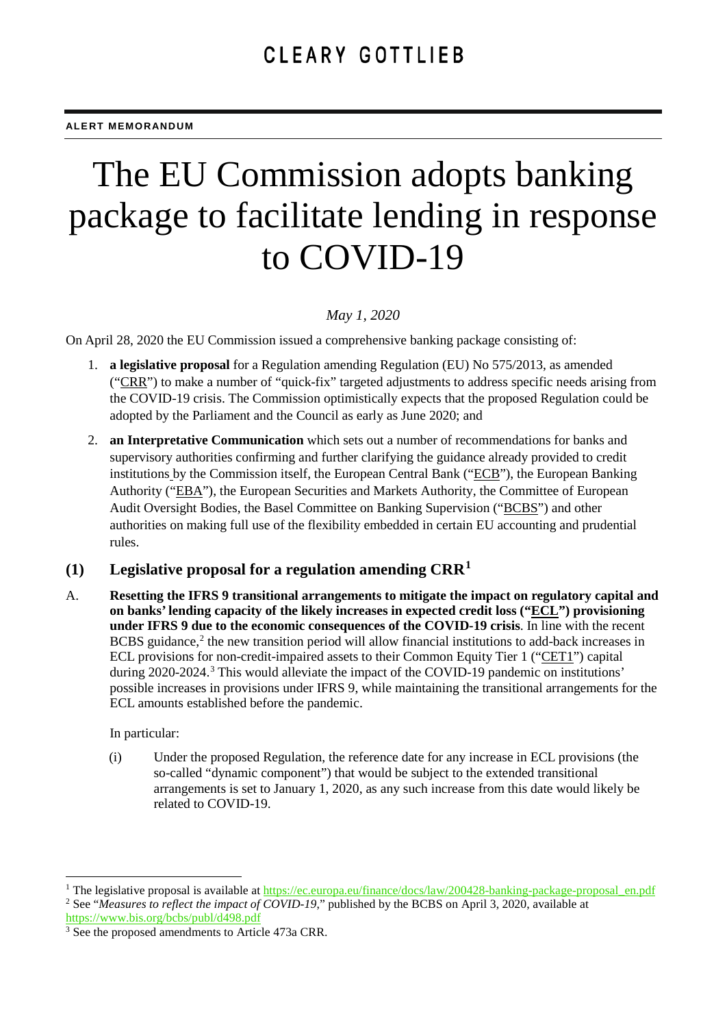CLEARY GOTTLIEB

**ALERT MEMORANDUM**

# The EU Commission adopts banking package to facilitate lending in response to COVID-19

*May 1, 2020*

On April 28, 2020 the EU Commission issued a comprehensive banking package consisting of:

1. **a legislative proposal** for a Regulation amending Regulation (EU) No 575/2013, as amended ("CRR") to make a number of "quick-fix" targeted adjustments to address specific needs arising from the COVID-19 crisis. The Commission optimistically expects that the proposed Regulation could be adopted by the Parliament and the Council as early as June 2020; and
2. **an Interpretative Communication** which sets out a number of recommendations for banks and supervisory authorities confirming and further clarifying the guidance already provided to credit institutions by the Commission itself, the European Central Bank ("ECB"), the European Banking Authority ("EBA"), the European Securities and Markets Authority, the Committee of European Audit Oversight Bodies, the Basel Committee on Banking Supervision ("BCBS") and other authorities on making full use of the flexibility embedded in certain EU accounting and prudential rules.

## (1) Legislative proposal for a regulation amending CRR[1]

A. **Resetting the IFRS 9 transitional arrangements to mitigate the impact on regulatory capital and on banks' lending capacity of the likely increases in expected credit loss ("ECL") provisioning under IFRS 9 due to the economic consequences of the COVID-19 crisis**. In line with the recent BCBS guidance,[2] the new transition period will allow financial institutions to add-back increases in ECL provisions for non-credit-impaired assets to their Common Equity Tier 1 ("CET1") capital during 2020-2024.[3] This would alleviate the impact of the COVID-19 pandemic on institutions' possible increases in provisions under IFRS 9, while maintaining the transitional arrangements for the ECL amounts established before the pandemic.

   In particular:

   (i) Under the proposed Regulation, the reference date for any increase in ECL provisions (the so-called "dynamic component") that would be subject to the extended transitional arrangements is set to January 1, 2020, as any such increase from this date would likely be related to COVID-19.

---

[1] The legislative proposal is available at https://ec.europa.eu/finance/docs/law/200428-banking-package-proposal_en.pdf

[2] See "*Measures to reflect the impact of COVID-19*," published by the BCBS on April 3, 2020, available at https://www.bis.org/bcbs/publ/d498.pdf

[3] See the proposed amendments to Article 473a CRR.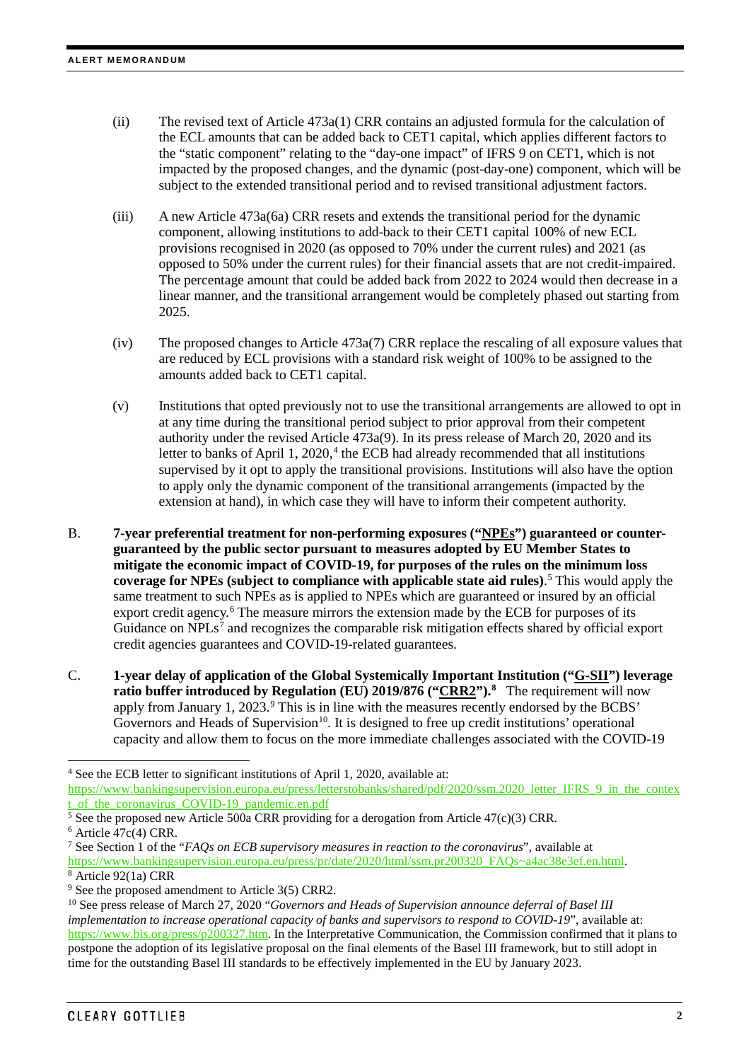(ii) The revised text of Article 473a(1) CRR contains an adjusted formula for the calculation of the ECL amounts that can be added back to CET1 capital, which applies different factors to the "static component" relating to the "day-one impact" of IFRS 9 on CET1, which is not impacted by the proposed changes, and the dynamic (post-day-one) component, which will be subject to the extended transitional period and to revised transitional adjustment factors.

(iii) A new Article 473a(6a) CRR resets and extends the transitional period for the dynamic component, allowing institutions to add-back to their CET1 capital 100% of new ECL provisions recognised in 2020 (as opposed to 70% under the current rules) and 2021 (as opposed to 50% under the current rules) for their financial assets that are not credit-impaired. The percentage amount that could be added back from 2022 to 2024 would then decrease in a linear manner, and the transitional arrangement would be completely phased out starting from 2025.

(iv) The proposed changes to Article 473a(7) CRR replace the rescaling of all exposure values that are reduced by ECL provisions with a standard risk weight of 100% to be assigned to the amounts added back to CET1 capital.

(v) Institutions that opted previously not to use the transitional arrangements are allowed to opt in at any time during the transitional period subject to prior approval from their competent authority under the revised Article 473a(9). In its press release of March 20, 2020 and its letter to banks of April 1, 2020,[4] the ECB had already recommended that all institutions supervised by it opt to apply the transitional provisions. Institutions will also have the option to apply only the dynamic component of the transitional arrangements (impacted by the extension at hand), in which case they will have to inform their competent authority.

B. **7-year preferential treatment for non-performing exposures ("<u>NPEs</u>") guaranteed or counter-guaranteed by the public sector pursuant to measures adopted by EU Member States to mitigate the economic impact of COVID-19, for purposes of the rules on the minimum loss coverage for NPEs (subject to compliance with applicable state aid rules)**.[5] This would apply the same treatment to such NPEs as is applied to NPEs which are guaranteed or insured by an official export credit agency.[6] The measure mirrors the extension made by the ECB for purposes of its Guidance on NPLs[7] and recognizes the comparable risk mitigation effects shared by official export credit agencies guarantees and COVID-19-related guarantees.

C. **1-year delay of application of the Global Systemically Important Institution ("<u>G-SII</u>") leverage ratio buffer introduced by Regulation (EU) 2019/876 ("<u>CRR2</u>").[8]** The requirement will now apply from January 1, 2023.[9] This is in line with the measures recently endorsed by the BCBS' Governors and Heads of Supervision[10]. It is designed to free up credit institutions' operational capacity and allow them to focus on the more immediate challenges associated with the COVID-19

---

[4] See the ECB letter to significant institutions of April 1, 2020, available at: https://www.bankingsupervision.europa.eu/press/letterstobanks/shared/pdf/2020/ssm.2020_letter_IFRS_9_in_the_context_of_the_coronavirus_COVID-19_pandemic.en.pdf

[5] See the proposed new Article 500a CRR providing for a derogation from Article 47(c)(3) CRR.

[6] Article 47c(4) CRR.

[7] See Section 1 of the "*FAQs on ECB supervisory measures in reaction to the coronavirus*", available at https://www.bankingsupervision.europa.eu/press/pr/date/2020/html/ssm.pr200320_FAQs~a4ac38e3ef.en.html.

[8] Article 92(1a) CRR

[9] See the proposed amendment to Article 3(5) CRR2.

[10] See press release of March 27, 2020 "*Governors and Heads of Supervision announce deferral of Basel III implementation to increase operational capacity of banks and supervisors to respond to COVID-19*", available at: https://www.bis.org/press/p200327.htm. In the Interpretative Communication, the Commission confirmed that it plans to postpone the adoption of its legislative proposal on the final elements of the Basel III framework, but to still adopt in time for the outstanding Basel III standards to be effectively implemented in the EU by January 2023.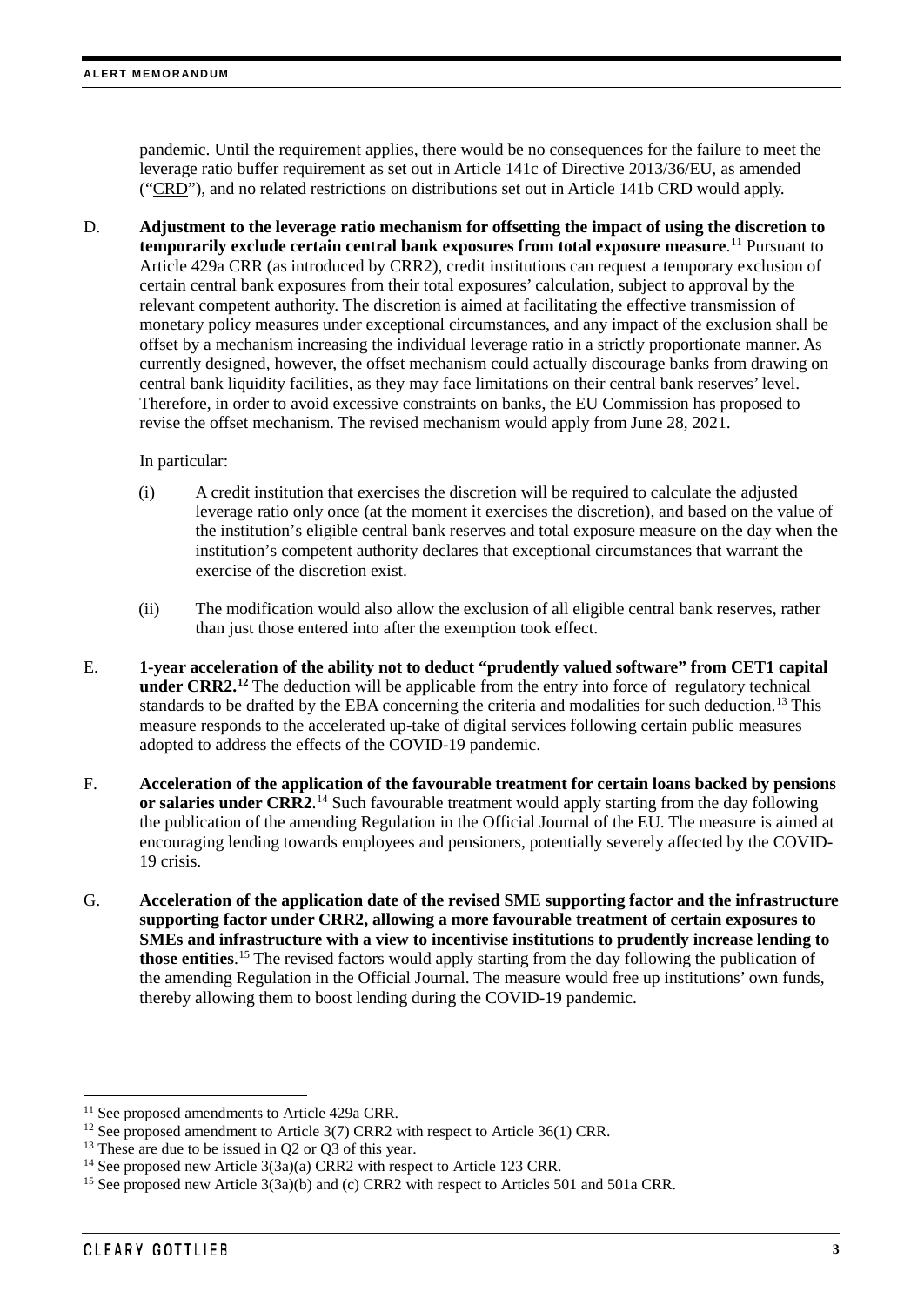pandemic. Until the requirement applies, there would be no consequences for the failure to meet the leverage ratio buffer requirement as set out in Article 141c of Directive 2013/36/EU, as amended ("CRD"), and no related restrictions on distributions set out in Article 141b CRD would apply.

D. **Adjustment to the leverage ratio mechanism for offsetting the impact of using the discretion to temporarily exclude certain central bank exposures from total exposure measure**.[11] Pursuant to Article 429a CRR (as introduced by CRR2), credit institutions can request a temporary exclusion of certain central bank exposures from their total exposures' calculation, subject to approval by the relevant competent authority. The discretion is aimed at facilitating the effective transmission of monetary policy measures under exceptional circumstances, and any impact of the exclusion shall be offset by a mechanism increasing the individual leverage ratio in a strictly proportionate manner. As currently designed, however, the offset mechanism could actually discourage banks from drawing on central bank liquidity facilities, as they may face limitations on their central bank reserves' level. Therefore, in order to avoid excessive constraints on banks, the EU Commission has proposed to revise the offset mechanism. The revised mechanism would apply from June 28, 2021.

   In particular:

   (i) A credit institution that exercises the discretion will be required to calculate the adjusted leverage ratio only once (at the moment it exercises the discretion), and based on the value of the institution's eligible central bank reserves and total exposure measure on the day when the institution's competent authority declares that exceptional circumstances that warrant the exercise of the discretion exist.

   (ii) The modification would also allow the exclusion of all eligible central bank reserves, rather than just those entered into after the exemption took effect.

E. **1-year acceleration of the ability not to deduct "prudently valued software" from CET1 capital under CRR2.**[12] The deduction will be applicable from the entry into force of regulatory technical standards to be drafted by the EBA concerning the criteria and modalities for such deduction.[13] This measure responds to the accelerated up-take of digital services following certain public measures adopted to address the effects of the COVID-19 pandemic.

F. **Acceleration of the application of the favourable treatment for certain loans backed by pensions or salaries under CRR2**.[14] Such favourable treatment would apply starting from the day following the publication of the amending Regulation in the Official Journal of the EU. The measure is aimed at encouraging lending towards employees and pensioners, potentially severely affected by the COVID-19 crisis.

G. **Acceleration of the application date of the revised SME supporting factor and the infrastructure supporting factor under CRR2, allowing a more favourable treatment of certain exposures to SMEs and infrastructure with a view to incentivise institutions to prudently increase lending to those entities**.[15] The revised factors would apply starting from the day following the publication of the amending Regulation in the Official Journal. The measure would free up institutions' own funds, thereby allowing them to boost lending during the COVID-19 pandemic.

---

[11] See proposed amendments to Article 429a CRR.

[12] See proposed amendment to Article 3(7) CRR2 with respect to Article 36(1) CRR.

[13] These are due to be issued in Q2 or Q3 of this year.

[14] See proposed new Article 3(3a)(a) CRR2 with respect to Article 123 CRR.

[15] See proposed new Article 3(3a)(b) and (c) CRR2 with respect to Articles 501 and 501a CRR.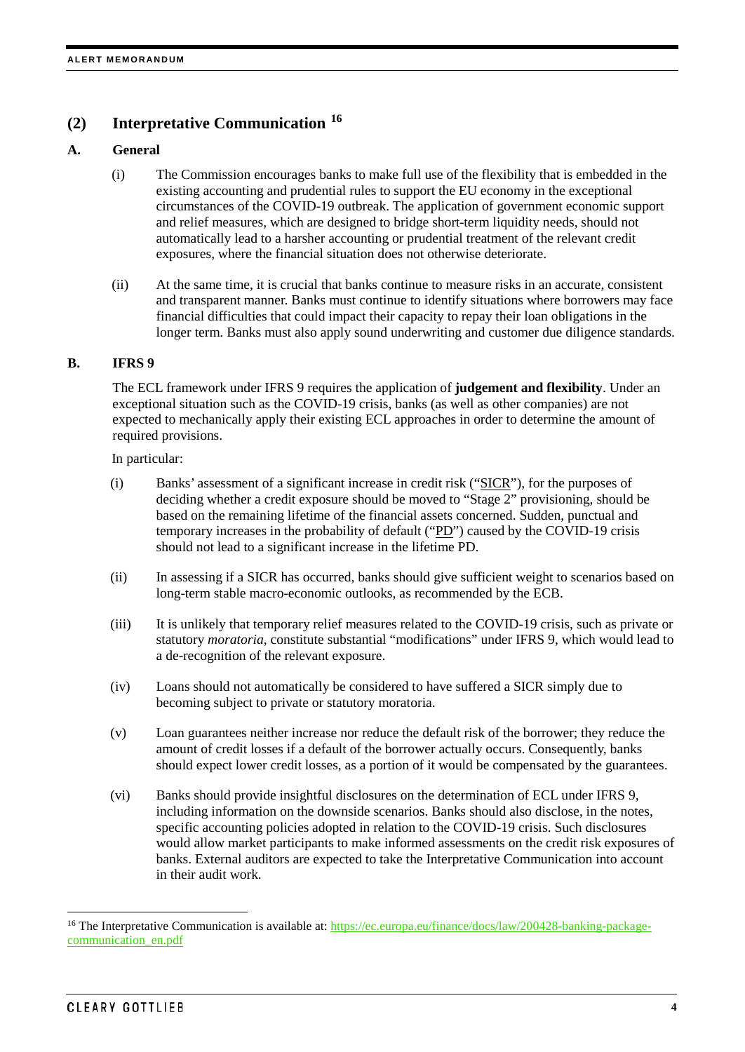## (2) Interpretative Communication [16]

### A. General

(i) The Commission encourages banks to make full use of the flexibility that is embedded in the existing accounting and prudential rules to support the EU economy in the exceptional circumstances of the COVID-19 outbreak. The application of government economic support and relief measures, which are designed to bridge short-term liquidity needs, should not automatically lead to a harsher accounting or prudential treatment of the relevant credit exposures, where the financial situation does not otherwise deteriorate.

(ii) At the same time, it is crucial that banks continue to measure risks in an accurate, consistent and transparent manner. Banks must continue to identify situations where borrowers may face financial difficulties that could impact their capacity to repay their loan obligations in the longer term. Banks must also apply sound underwriting and customer due diligence standards.

### B. IFRS 9

The ECL framework under IFRS 9 requires the application of **judgement and flexibility**. Under an exceptional situation such as the COVID-19 crisis, banks (as well as other companies) are not expected to mechanically apply their existing ECL approaches in order to determine the amount of required provisions.

In particular:

(i) Banks' assessment of a significant increase in credit risk ("SICR"), for the purposes of deciding whether a credit exposure should be moved to "Stage 2" provisioning, should be based on the remaining lifetime of the financial assets concerned. Sudden, punctual and temporary increases in the probability of default ("PD") caused by the COVID-19 crisis should not lead to a significant increase in the lifetime PD.

(ii) In assessing if a SICR has occurred, banks should give sufficient weight to scenarios based on long-term stable macro-economic outlooks, as recommended by the ECB.

(iii) It is unlikely that temporary relief measures related to the COVID-19 crisis, such as private or statutory *moratoria*, constitute substantial "modifications" under IFRS 9, which would lead to a de-recognition of the relevant exposure.

(iv) Loans should not automatically be considered to have suffered a SICR simply due to becoming subject to private or statutory moratoria.

(v) Loan guarantees neither increase nor reduce the default risk of the borrower; they reduce the amount of credit losses if a default of the borrower actually occurs. Consequently, banks should expect lower credit losses, as a portion of it would be compensated by the guarantees.

(vi) Banks should provide insightful disclosures on the determination of ECL under IFRS 9, including information on the downside scenarios. Banks should also disclose, in the notes, specific accounting policies adopted in relation to the COVID-19 crisis. Such disclosures would allow market participants to make informed assessments on the credit risk exposures of banks. External auditors are expected to take the Interpretative Communication into account in their audit work.

---

[16] The Interpretative Communication is available at: https://ec.europa.eu/finance/docs/law/200428-banking-package-communication_en.pdf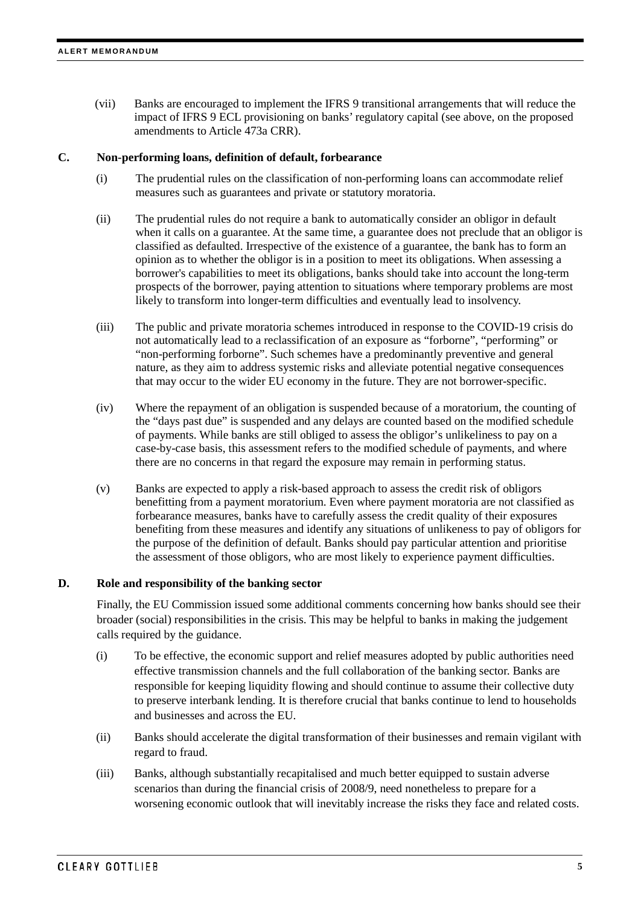(vii) Banks are encouraged to implement the IFRS 9 transitional arrangements that will reduce the impact of IFRS 9 ECL provisioning on banks' regulatory capital (see above, on the proposed amendments to Article 473a CRR).

## C. Non-performing loans, definition of default, forbearance

(i) The prudential rules on the classification of non-performing loans can accommodate relief measures such as guarantees and private or statutory moratoria.

(ii) The prudential rules do not require a bank to automatically consider an obligor in default when it calls on a guarantee. At the same time, a guarantee does not preclude that an obligor is classified as defaulted. Irrespective of the existence of a guarantee, the bank has to form an opinion as to whether the obligor is in a position to meet its obligations. When assessing a borrower's capabilities to meet its obligations, banks should take into account the long-term prospects of the borrower, paying attention to situations where temporary problems are most likely to transform into longer-term difficulties and eventually lead to insolvency.

(iii) The public and private moratoria schemes introduced in response to the COVID-19 crisis do not automatically lead to a reclassification of an exposure as "forborne", "performing" or "non-performing forborne". Such schemes have a predominantly preventive and general nature, as they aim to address systemic risks and alleviate potential negative consequences that may occur to the wider EU economy in the future. They are not borrower-specific.

(iv) Where the repayment of an obligation is suspended because of a moratorium, the counting of the "days past due" is suspended and any delays are counted based on the modified schedule of payments. While banks are still obliged to assess the obligor's unlikeliness to pay on a case-by-case basis, this assessment refers to the modified schedule of payments, and where there are no concerns in that regard the exposure may remain in performing status.

(v) Banks are expected to apply a risk-based approach to assess the credit risk of obligors benefitting from a payment moratorium. Even where payment moratoria are not classified as forbearance measures, banks have to carefully assess the credit quality of their exposures benefiting from these measures and identify any situations of unlikeness to pay of obligors for the purpose of the definition of default. Banks should pay particular attention and prioritise the assessment of those obligors, who are most likely to experience payment difficulties.

## D. Role and responsibility of the banking sector

Finally, the EU Commission issued some additional comments concerning how banks should see their broader (social) responsibilities in the crisis. This may be helpful to banks in making the judgement calls required by the guidance.

(i) To be effective, the economic support and relief measures adopted by public authorities need effective transmission channels and the full collaboration of the banking sector. Banks are responsible for keeping liquidity flowing and should continue to assume their collective duty to preserve interbank lending. It is therefore crucial that banks continue to lend to households and businesses and across the EU.

(ii) Banks should accelerate the digital transformation of their businesses and remain vigilant with regard to fraud.

(iii) Banks, although substantially recapitalised and much better equipped to sustain adverse scenarios than during the financial crisis of 2008/9, need nonetheless to prepare for a worsening economic outlook that will inevitably increase the risks they face and related costs.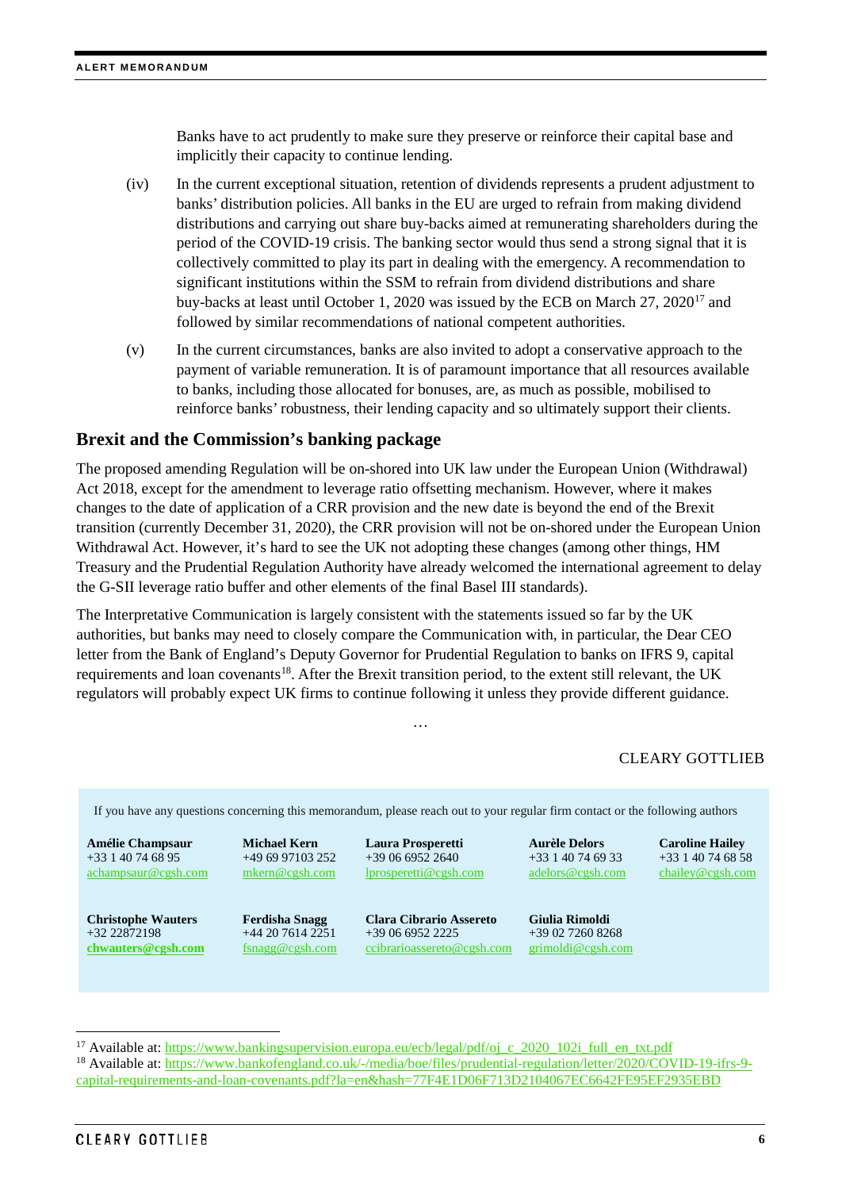Banks have to act prudently to make sure they preserve or reinforce their capital base and implicitly their capacity to continue lending.

(iv) In the current exceptional situation, retention of dividends represents a prudent adjustment to banks' distribution policies. All banks in the EU are urged to refrain from making dividend distributions and carrying out share buy-backs aimed at remunerating shareholders during the period of the COVID-19 crisis. The banking sector would thus send a strong signal that it is collectively committed to play its part in dealing with the emergency. A recommendation to significant institutions within the SSM to refrain from dividend distributions and share buy-backs at least until October 1, 2020 was issued by the ECB on March 27, 2020[17] and followed by similar recommendations of national competent authorities.

(v) In the current circumstances, banks are also invited to adopt a conservative approach to the payment of variable remuneration. It is of paramount importance that all resources available to banks, including those allocated for bonuses, are, as much as possible, mobilised to reinforce banks' robustness, their lending capacity and so ultimately support their clients.

## Brexit and the Commission's banking package

The proposed amending Regulation will be on-shored into UK law under the European Union (Withdrawal) Act 2018, except for the amendment to leverage ratio offsetting mechanism. However, where it makes changes to the date of application of a CRR provision and the new date is beyond the end of the Brexit transition (currently December 31, 2020), the CRR provision will not be on-shored under the European Union Withdrawal Act. However, it's hard to see the UK not adopting these changes (among other things, HM Treasury and the Prudential Regulation Authority have already welcomed the international agreement to delay the G-SII leverage ratio buffer and other elements of the final Basel III standards).

The Interpretative Communication is largely consistent with the statements issued so far by the UK authorities, but banks may need to closely compare the Communication with, in particular, the Dear CEO letter from the Bank of England's Deputy Governor for Prudential Regulation to banks on IFRS 9, capital requirements and loan covenants[18]. After the Brexit transition period, to the extent still relevant, the UK regulators will probably expect UK firms to continue following it unless they provide different guidance.

…

CLEARY GOTTLIEB

If you have any questions concerning this memorandum, please reach out to your regular firm contact or the following authors

**Amélie Champsaur**
+33 1 40 74 68 95
achampsaur@cgsh.com

**Michael Kern**
+49 69 97103 252
mkern@cgsh.com

**Laura Prosperetti**
+39 06 6952 2640
lprosperetti@cgsh.com

**Aurèle Delors**
+33 1 40 74 69 33
adelors@cgsh.com

**Caroline Hailey**
+33 1 40 74 68 58
chailey@cgsh.com

**Christophe Wauters**
+32 22872198
**chwauters@cgsh.com**

**Ferdisha Snagg**
+44 20 7614 2251
fsnagg@cgsh.com

**Clara Cibrario Assereto**
+39 06 6952 2225
ccibrarioassereto@cgsh.com

**Giulia Rimoldi**
+39 02 7260 8268
grimoldi@cgsh.com

[17] Available at: https://www.bankingsupervision.europa.eu/ecb/legal/pdf/oj_c_2020_102i_full_en_txt.pdf

[18] Available at: https://www.bankofengland.co.uk/-/media/boe/files/prudential-regulation/letter/2020/COVID-19-ifrs-9-capital-requirements-and-loan-covenants.pdf?la=en&hash=77F4E1D06F713D2104067EC6642FE95EF2935EBD